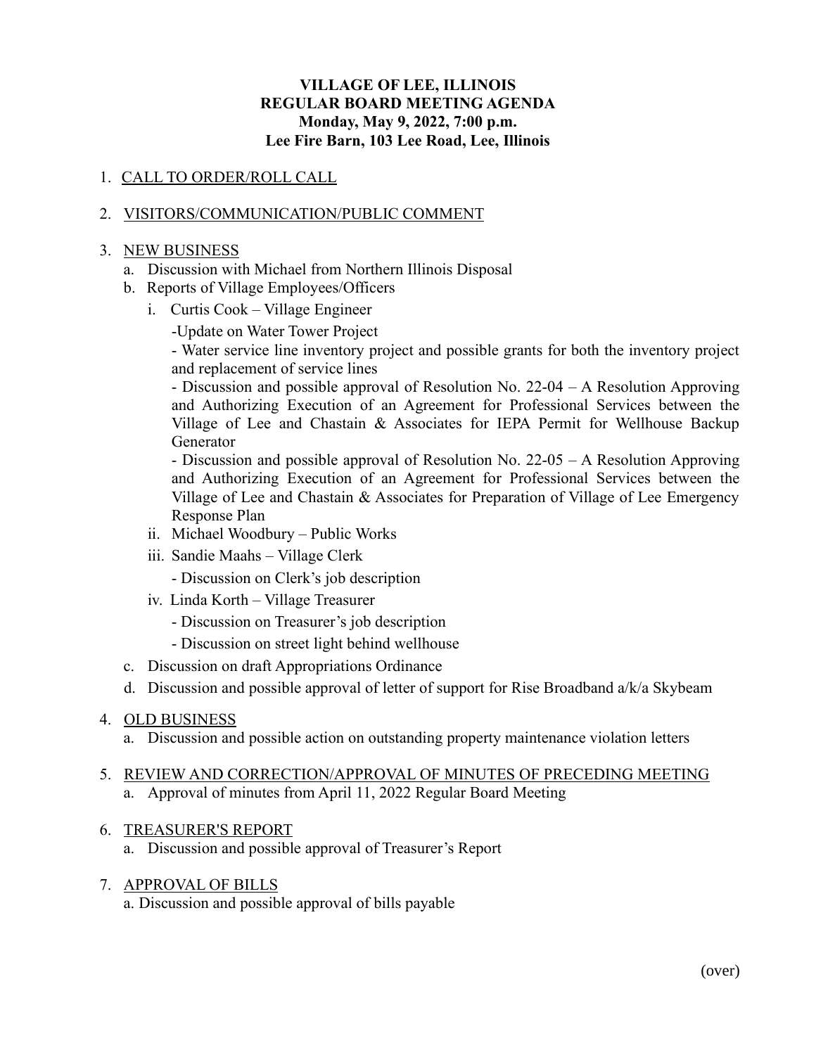**VILLAGE OF LEE, ILLINOIS**
**REGULAR BOARD MEETING AGENDA**
**Monday, May 9, 2022, 7:00 p.m.**
**Lee Fire Barn, 103 Lee Road, Lee, Illinois**

1. CALL TO ORDER/ROLL CALL

2. VISITORS/COMMUNICATION/PUBLIC COMMENT

3. NEW BUSINESS
   a. Discussion with Michael from Northern Illinois Disposal
   b. Reports of Village Employees/Officers
      i. Curtis Cook – Village Engineer
         - Update on Water Tower Project
         - Water service line inventory project and possible grants for both the inventory project and replacement of service lines
         - Discussion and possible approval of Resolution No. 22-04 – A Resolution Approving and Authorizing Execution of an Agreement for Professional Services between the Village of Lee and Chastain & Associates for IEPA Permit for Wellhouse Backup Generator
         - Discussion and possible approval of Resolution No. 22-05 – A Resolution Approving and Authorizing Execution of an Agreement for Professional Services between the Village of Lee and Chastain & Associates for Preparation of Village of Lee Emergency Response Plan
      ii. Michael Woodbury – Public Works
      iii. Sandie Maahs – Village Clerk
         - Discussion on Clerk's job description
      iv. Linda Korth – Village Treasurer
         - Discussion on Treasurer's job description
         - Discussion on street light behind wellhouse
   c. Discussion on draft Appropriations Ordinance
   d. Discussion and possible approval of letter of support for Rise Broadband a/k/a Skybeam

4. OLD BUSINESS
   a. Discussion and possible action on outstanding property maintenance violation letters

5. REVIEW AND CORRECTION/APPROVAL OF MINUTES OF PRECEDING MEETING
   a. Approval of minutes from April 11, 2022 Regular Board Meeting

6. TREASURER'S REPORT
   a. Discussion and possible approval of Treasurer's Report

7. APPROVAL OF BILLS
   a. Discussion and possible approval of bills payable

(over)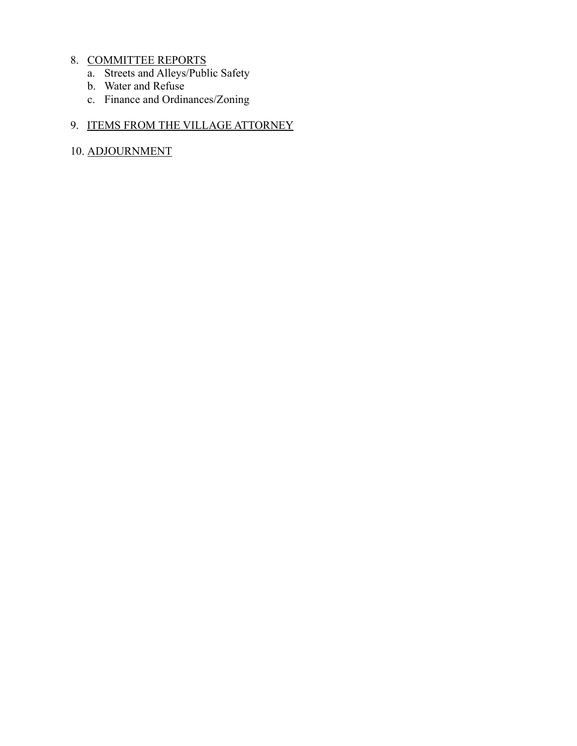8. COMMITTEE REPORTS
   a. Streets and Alleys/Public Safety
   b. Water and Refuse
   c. Finance and Ordinances/Zoning

9. ITEMS FROM THE VILLAGE ATTORNEY

10. ADJOURNMENT